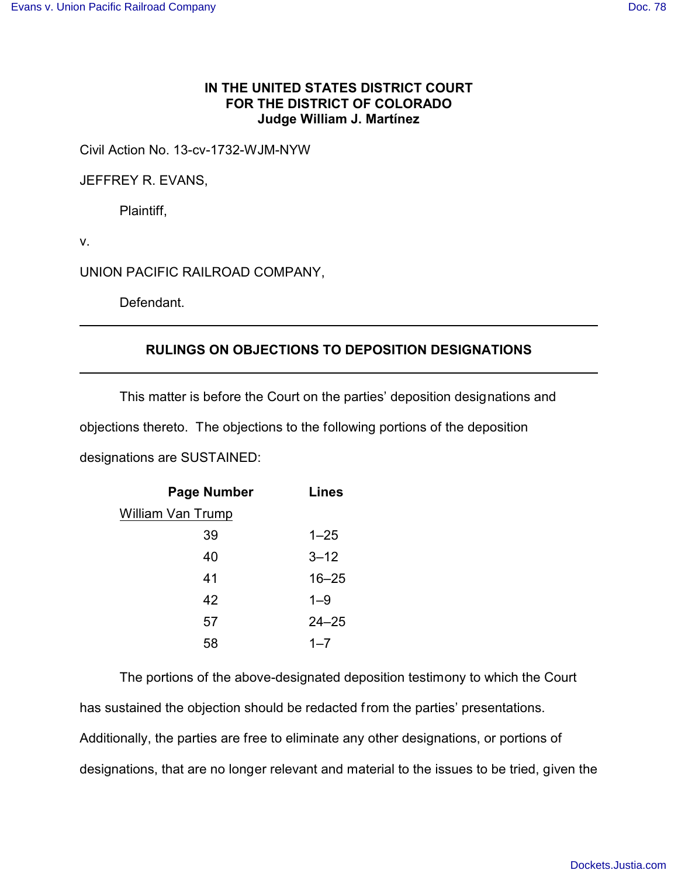**IN THE UNITED STATES DISTRICT COURT**
**FOR THE DISTRICT OF COLORADO**
**Judge William J. Martínez**

Civil Action No. 13-cv-1732-WJM-NYW

JEFFREY R. EVANS,

Plaintiff,

v.

UNION PACIFIC RAILROAD COMPANY,

Defendant.

---

**RULINGS ON OBJECTIONS TO DEPOSITION DESIGNATIONS**

---

This matter is before the Court on the parties' deposition designations and objections thereto. The objections to the following portions of the deposition designations are SUSTAINED:

| Page Number | Lines |
|---|---|
| William Van Trump | |
| 39 | 1–25 |
| 40 | 3–12 |
| 41 | 16–25 |
| 42 | 1–9 |
| 57 | 24–25 |
| 58 | 1–7 |

The portions of the above-designated deposition testimony to which the Court has sustained the objection should be redacted from the parties' presentations. Additionally, the parties are free to eliminate any other designations, or portions of designations, that are no longer relevant and material to the issues to be tried, given the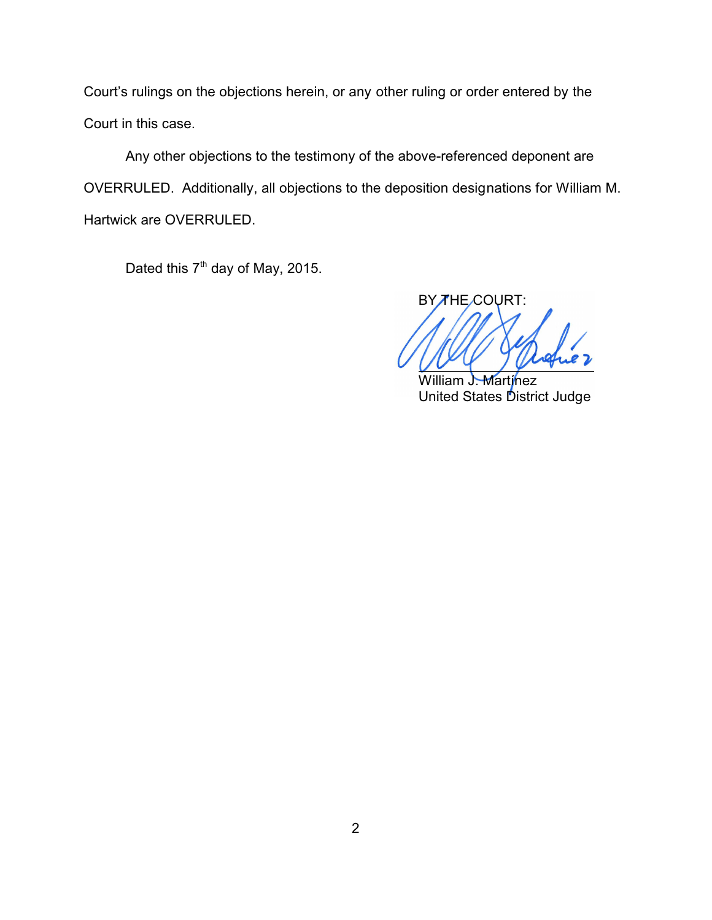Court's rulings on the objections herein, or any other ruling or order entered by the Court in this case.

Any other objections to the testimony of the above-referenced deponent are OVERRULED. Additionally, all objections to the deposition designations for William M. Hartwick are OVERRULED.

Dated this 7th day of May, 2015.

BY THE COURT:

William J. Martínez
United States District Judge